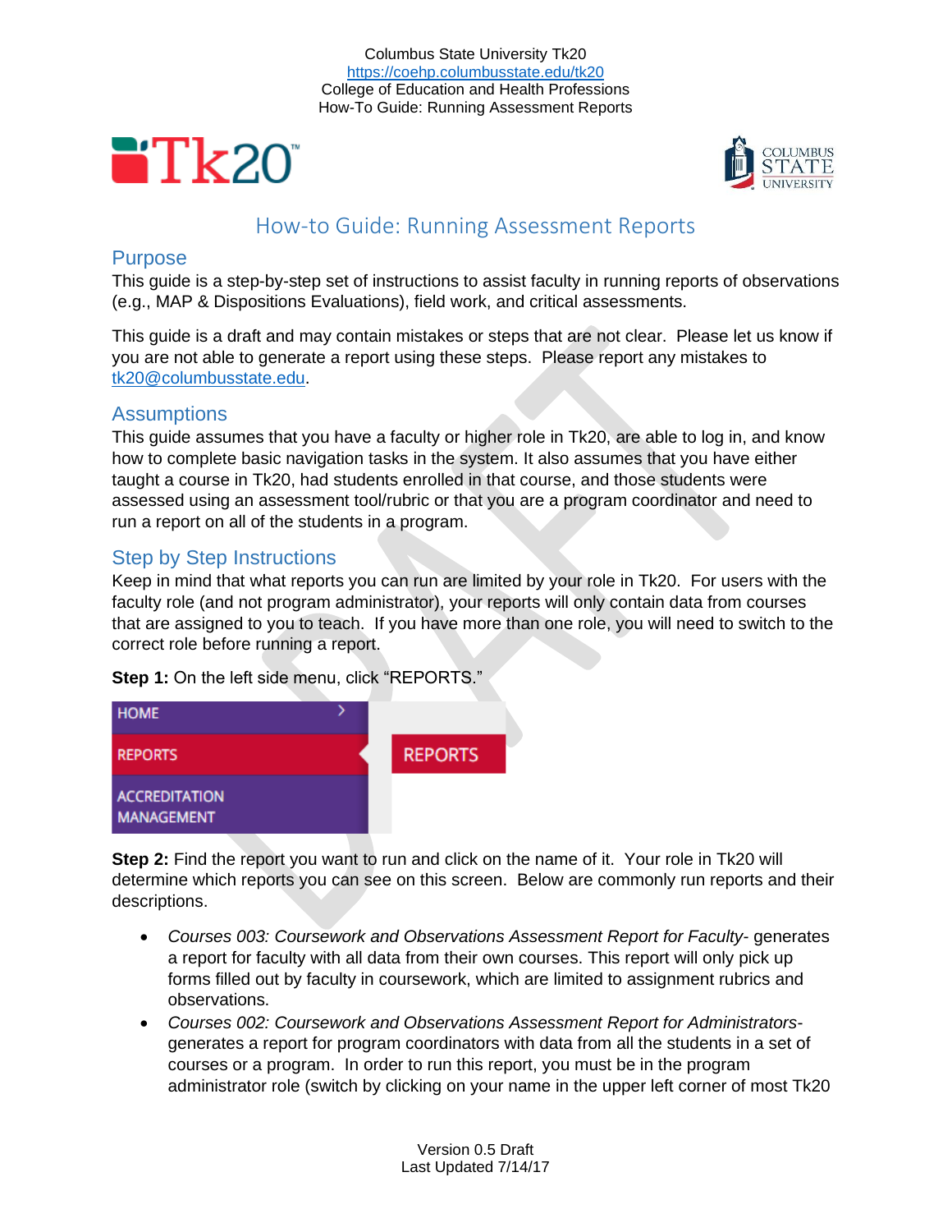Columbus State University Tk20
https://coehp.columbusstate.edu/tk20
College of Education and Health Professions
How-To Guide: Running Assessment Reports

# How-to Guide: Running Assessment Reports

## Purpose

This guide is a step-by-step set of instructions to assist faculty in running reports of observations (e.g., MAP & Dispositions Evaluations), field work, and critical assessments.

This guide is a draft and may contain mistakes or steps that are not clear. Please let us know if you are not able to generate a report using these steps. Please report any mistakes to tk20@columbusstate.edu.

## Assumptions

This guide assumes that you have a faculty or higher role in Tk20, are able to log in, and know how to complete basic navigation tasks in the system. It also assumes that you have either taught a course in Tk20, had students enrolled in that course, and those students were assessed using an assessment tool/rubric or that you are a program coordinator and need to run a report on all of the students in a program.

## Step by Step Instructions

Keep in mind that what reports you can run are limited by your role in Tk20. For users with the faculty role (and not program administrator), your reports will only contain data from courses that are assigned to you to teach. If you have more than one role, you will need to switch to the correct role before running a report.

**Step 1:** On the left side menu, click "REPORTS."

HOME
REPORTS
ACCREDITATION MANAGEMENT

REPORTS

**Step 2:** Find the report you want to run and click on the name of it. Your role in Tk20 will determine which reports you can see on this screen. Below are commonly run reports and their descriptions.

- *Courses 003: Coursework and Observations Assessment Report for Faculty*- generates a report for faculty with all data from their own courses. This report will only pick up forms filled out by faculty in coursework, which are limited to assignment rubrics and observations.
- *Courses 002: Coursework and Observations Assessment Report for Administrators*- generates a report for program coordinators with data from all the students in a set of courses or a program. In order to run this report, you must be in the program administrator role (switch by clicking on your name in the upper left corner of most Tk20

Version 0.5 Draft
Last Updated 7/14/17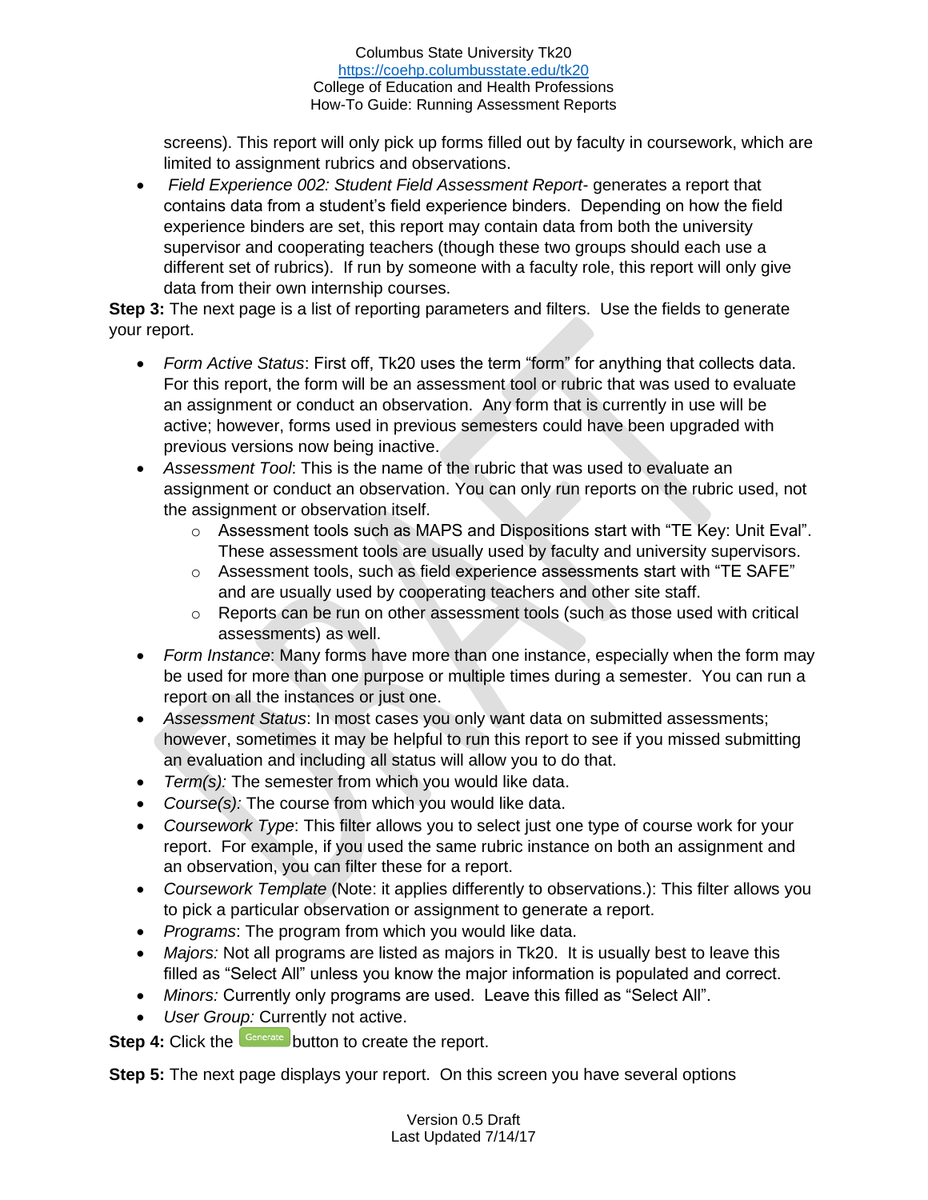screens). This report will only pick up forms filled out by faculty in coursework, which are limited to assignment rubrics and observations.

- *Field Experience 002: Student Field Assessment Report*- generates a report that contains data from a student's field experience binders. Depending on how the field experience binders are set, this report may contain data from both the university supervisor and cooperating teachers (though these two groups should each use a different set of rubrics). If run by someone with a faculty role, this report will only give data from their own internship courses.

**Step 3:** The next page is a list of reporting parameters and filters. Use the fields to generate your report.

- *Form Active Status*: First off, Tk20 uses the term "form" for anything that collects data. For this report, the form will be an assessment tool or rubric that was used to evaluate an assignment or conduct an observation. Any form that is currently in use will be active; however, forms used in previous semesters could have been upgraded with previous versions now being inactive.
- *Assessment Tool*: This is the name of the rubric that was used to evaluate an assignment or conduct an observation. You can only run reports on the rubric used, not the assignment or observation itself.
    - Assessment tools such as MAPS and Dispositions start with "TE Key: Unit Eval". These assessment tools are usually used by faculty and university supervisors.
    - Assessment tools, such as field experience assessments start with "TE SAFE" and are usually used by cooperating teachers and other site staff.
    - Reports can be run on other assessment tools (such as those used with critical assessments) as well.
- *Form Instance*: Many forms have more than one instance, especially when the form may be used for more than one purpose or multiple times during a semester. You can run a report on all the instances or just one.
- *Assessment Status*: In most cases you only want data on submitted assessments; however, sometimes it may be helpful to run this report to see if you missed submitting an evaluation and including all status will allow you to do that.
- *Term(s):* The semester from which you would like data.
- *Course(s):* The course from which you would like data.
- *Coursework Type*: This filter allows you to select just one type of course work for your report. For example, if you used the same rubric instance on both an assignment and an observation, you can filter these for a report.
- *Coursework Template* (Note: it applies differently to observations.): This filter allows you to pick a particular observation or assignment to generate a report.
- *Programs*: The program from which you would like data.
- *Majors:* Not all programs are listed as majors in Tk20. It is usually best to leave this filled as "Select All" unless you know the major information is populated and correct.
- *Minors:* Currently only programs are used. Leave this filled as "Select All".
- *User Group:* Currently not active.

**Step 4:** Click the Generate button to create the report.

**Step 5:** The next page displays your report. On this screen you have several options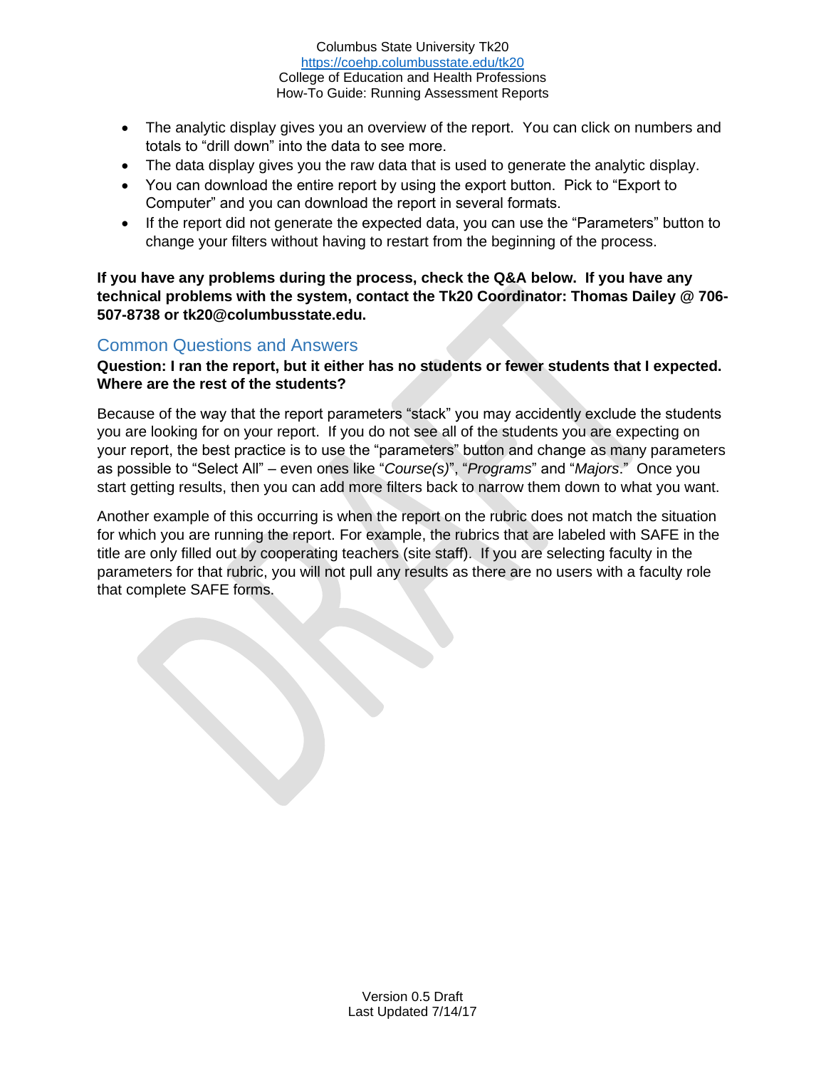- The analytic display gives you an overview of the report. You can click on numbers and totals to "drill down" into the data to see more.
- The data display gives you the raw data that is used to generate the analytic display.
- You can download the entire report by using the export button. Pick to "Export to Computer" and you can download the report in several formats.
- If the report did not generate the expected data, you can use the "Parameters" button to change your filters without having to restart from the beginning of the process.

**If you have any problems during the process, check the Q&A below. If you have any technical problems with the system, contact the Tk20 Coordinator: Thomas Dailey @ 706-507-8738 or tk20@columbusstate.edu.**

## Common Questions and Answers

**Question: I ran the report, but it either has no students or fewer students that I expected. Where are the rest of the students?**

Because of the way that the report parameters "stack" you may accidently exclude the students you are looking for on your report. If you do not see all of the students you are expecting on your report, the best practice is to use the "parameters" button and change as many parameters as possible to "Select All" – even ones like "*Course(s)*", "*Programs*" and "*Majors*." Once you start getting results, then you can add more filters back to narrow them down to what you want.

Another example of this occurring is when the report on the rubric does not match the situation for which you are running the report. For example, the rubrics that are labeled with SAFE in the title are only filled out by cooperating teachers (site staff). If you are selecting faculty in the parameters for that rubric, you will not pull any results as there are no users with a faculty role that complete SAFE forms.